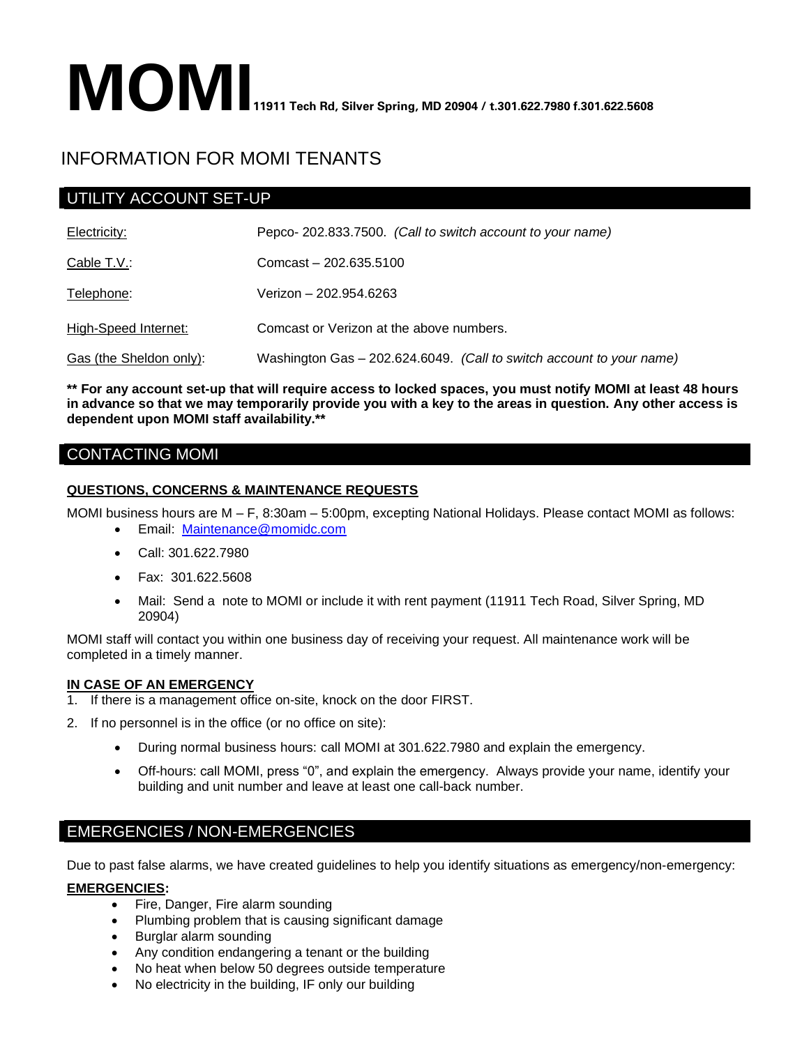# MOMI **11911 Tech Rd, Silver Spring, MD 20904 / t.301.622.7980 f.301.622.5608**

## INFORMATION FOR MOMI TENANTS

### UTILITY ACCOUNT SET-UP

| | |
|---|---|
| Electricity: | Pepco- 202.833.7500. *(Call to switch account to your name)* |
| Cable T.V.: | Comcast – 202.635.5100 |
| Telephone: | Verizon – 202.954.6263 |
| High-Speed Internet: | Comcast or Verizon at the above numbers. |
| Gas (the Sheldon only): | Washington Gas – 202.624.6049. *(Call to switch account to your name)* |

**** For any account set-up that will require access to locked spaces, you must notify MOMI at least 48 hours in advance so that we may temporarily provide you with a key to the areas in question. Any other access is dependent upon MOMI staff availability.****

### CONTACTING MOMI

**QUESTIONS, CONCERNS & MAINTENANCE REQUESTS**

MOMI business hours are M – F, 8:30am – 5:00pm, excepting National Holidays. Please contact MOMI as follows:

- Email: Maintenance@momidc.com
- Call: 301.622.7980
- Fax: 301.622.5608
- Mail: Send a note to MOMI or include it with rent payment (11911 Tech Road, Silver Spring, MD 20904)

MOMI staff will contact you within one business day of receiving your request. All maintenance work will be completed in a timely manner.

**IN CASE OF AN EMERGENCY**

1. If there is a management office on-site, knock on the door FIRST.
2. If no personnel is in the office (or no office on site):
   - During normal business hours: call MOMI at 301.622.7980 and explain the emergency.
   - Off-hours: call MOMI, press "0", and explain the emergency. Always provide your name, identify your building and unit number and leave at least one call-back number.

### EMERGENCIES / NON-EMERGENCIES

Due to past false alarms, we have created guidelines to help you identify situations as emergency/non-emergency:

**EMERGENCIES:**

- Fire, Danger, Fire alarm sounding
- Plumbing problem that is causing significant damage
- Burglar alarm sounding
- Any condition endangering a tenant or the building
- No heat when below 50 degrees outside temperature
- No electricity in the building, IF only our building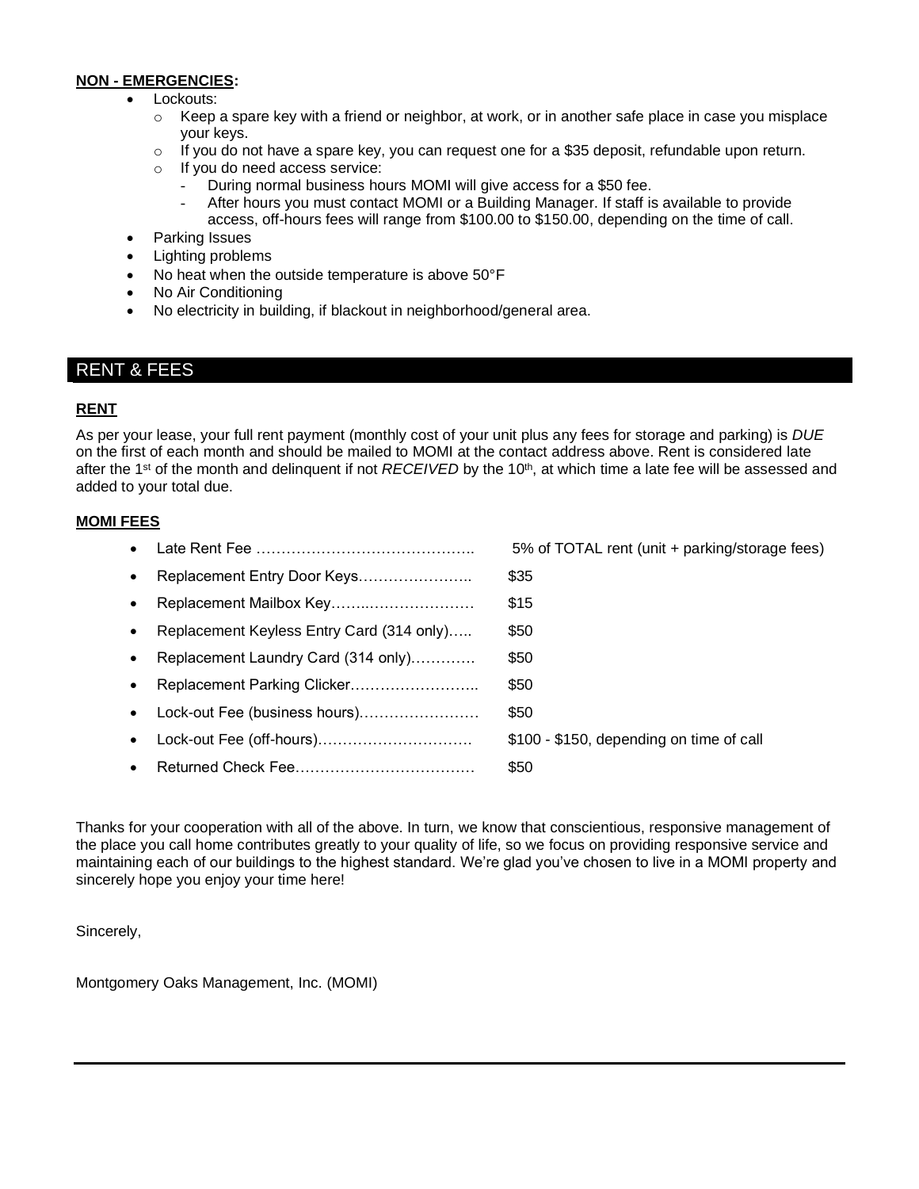**NON - EMERGENCIES:**

- Lockouts:
  - Keep a spare key with a friend or neighbor, at work, or in another safe place in case you misplace your keys.
  - If you do not have a spare key, you can request one for a $35 deposit, refundable upon return.
  - If you do need access service:
    - During normal business hours MOMI will give access for a $50 fee.
    - After hours you must contact MOMI or a Building Manager. If staff is available to provide access, off-hours fees will range from $100.00 to $150.00, depending on the time of call.
- Parking Issues
- Lighting problems
- No heat when the outside temperature is above 50°F
- No Air Conditioning
- No electricity in building, if blackout in neighborhood/general area.

## RENT & FEES

**RENT**

As per your lease, your full rent payment (monthly cost of your unit plus any fees for storage and parking) is *DUE* on the first of each month and should be mailed to MOMI at the contact address above. Rent is considered late after the 1st of the month and delinquent if not *RECEIVED* by the 10th, at which time a late fee will be assessed and added to your total due.

**MOMI FEES**

- Late Rent Fee …………………………………….. 5% of TOTAL rent (unit + parking/storage fees)
- Replacement Entry Door Keys………………….. $35
- Replacement Mailbox Key……..………………… $15
- Replacement Keyless Entry Card (314 only)….. $50
- Replacement Laundry Card (314 only)…………. $50
- Replacement Parking Clicker…………………….. $50
- Lock-out Fee (business hours)…………………… $50
- Lock-out Fee (off-hours)…………………………. $100 - $150, depending on time of call
- Returned Check Fee……………………………… $50

Thanks for your cooperation with all of the above. In turn, we know that conscientious, responsive management of the place you call home contributes greatly to your quality of life, so we focus on providing responsive service and maintaining each of our buildings to the highest standard. We're glad you've chosen to live in a MOMI property and sincerely hope you enjoy your time here!

Sincerely,

Montgomery Oaks Management, Inc. (MOMI)